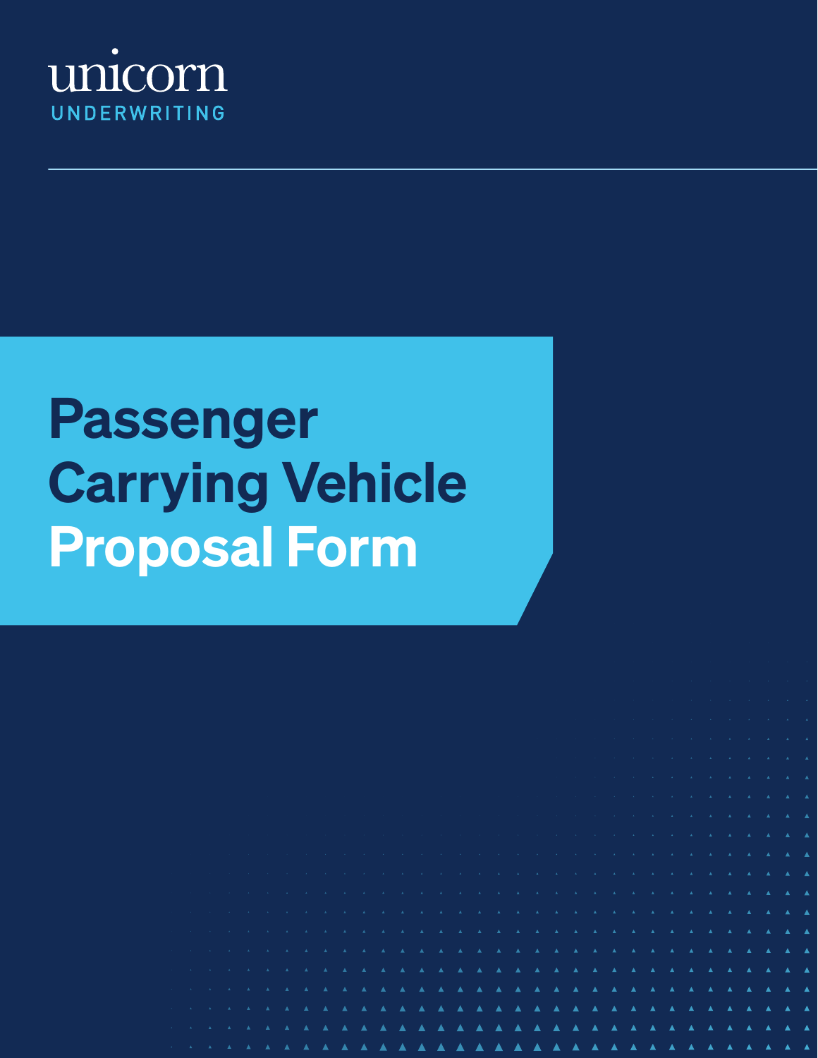unicorn

UNDERWRITING

# Passenger Carrying Vehicle Proposal Form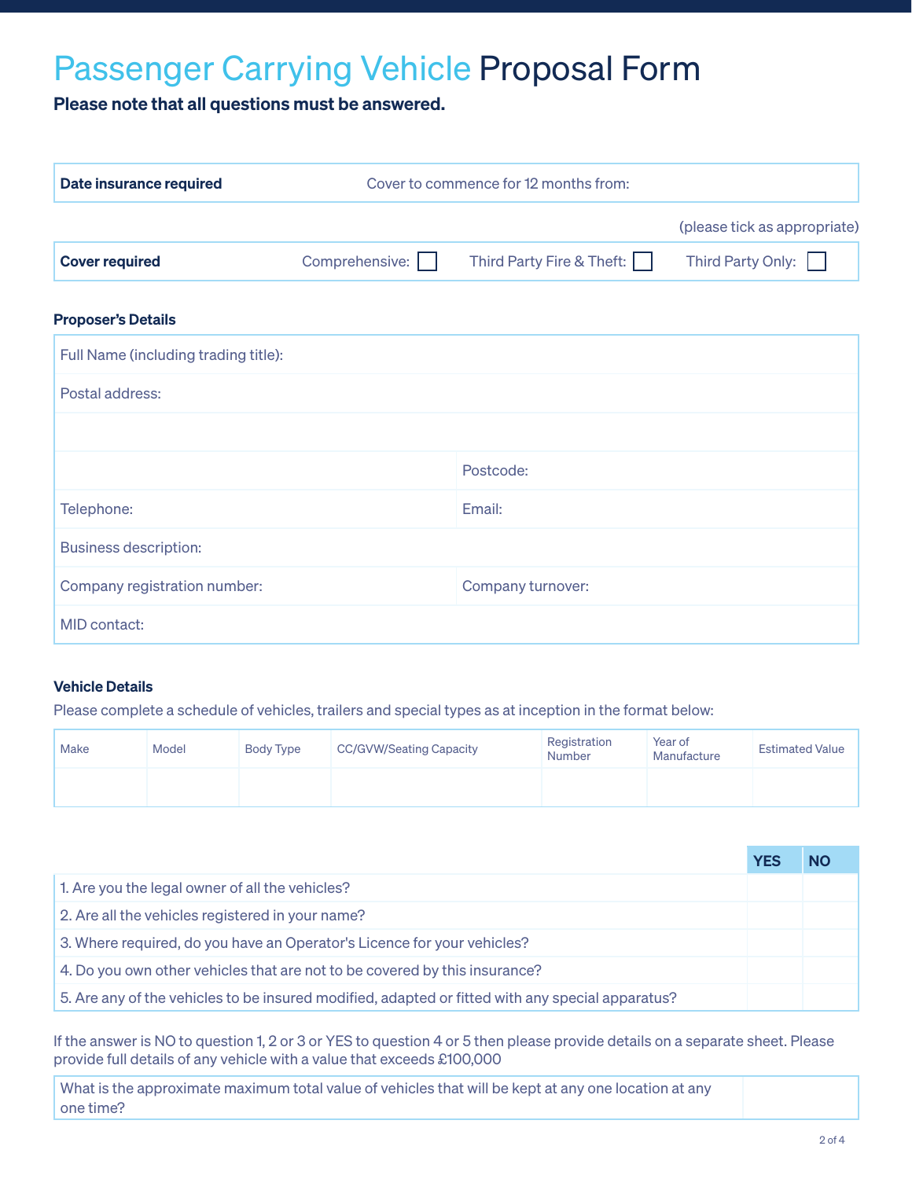# Passenger Carrying Vehicle Proposal Form

**Please note that all questions must be answered.**

| **Date insurance required** | Cover to commence for 12 months from: |
|---|---|

(please tick as appropriate)

| **Cover required** | Comprehensive: ☐ | Third Party Fire & Theft: ☐ | Third Party Only: ☐ |
|---|---|---|---|

### Proposer's Details

| | |
|---|---|
| Full Name (including trading title): | |
| Postal address: | |
| | |
| | Postcode: |
| Telephone: | Email: |
| Business description: | |
| Company registration number: | Company turnover: |
| MID contact: | |

### Vehicle Details

Please complete a schedule of vehicles, trailers and special types as at inception in the format below:

| Make | Model | Body Type | CC/GVW/Seating Capacity | Registration Number | Year of Manufacture | Estimated Value |
|---|---|---|---|---|---|---|
| | | | | | | |

| | YES | NO |
|---|---|---|
| 1. Are you the legal owner of all the vehicles? | | |
| 2. Are all the vehicles registered in your name? | | |
| 3. Where required, do you have an Operator's Licence for your vehicles? | | |
| 4. Do you own other vehicles that are not to be covered by this insurance? | | |
| 5. Are any of the vehicles to be insured modified, adapted or fitted with any special apparatus? | | |

If the answer is NO to question 1, 2 or 3 or YES to question 4 or 5 then please provide details on a separate sheet. Please provide full details of any vehicle with a value that exceeds £100,000

| What is the approximate maximum total value of vehicles that will be kept at any one location at any one time? | |
|---|---|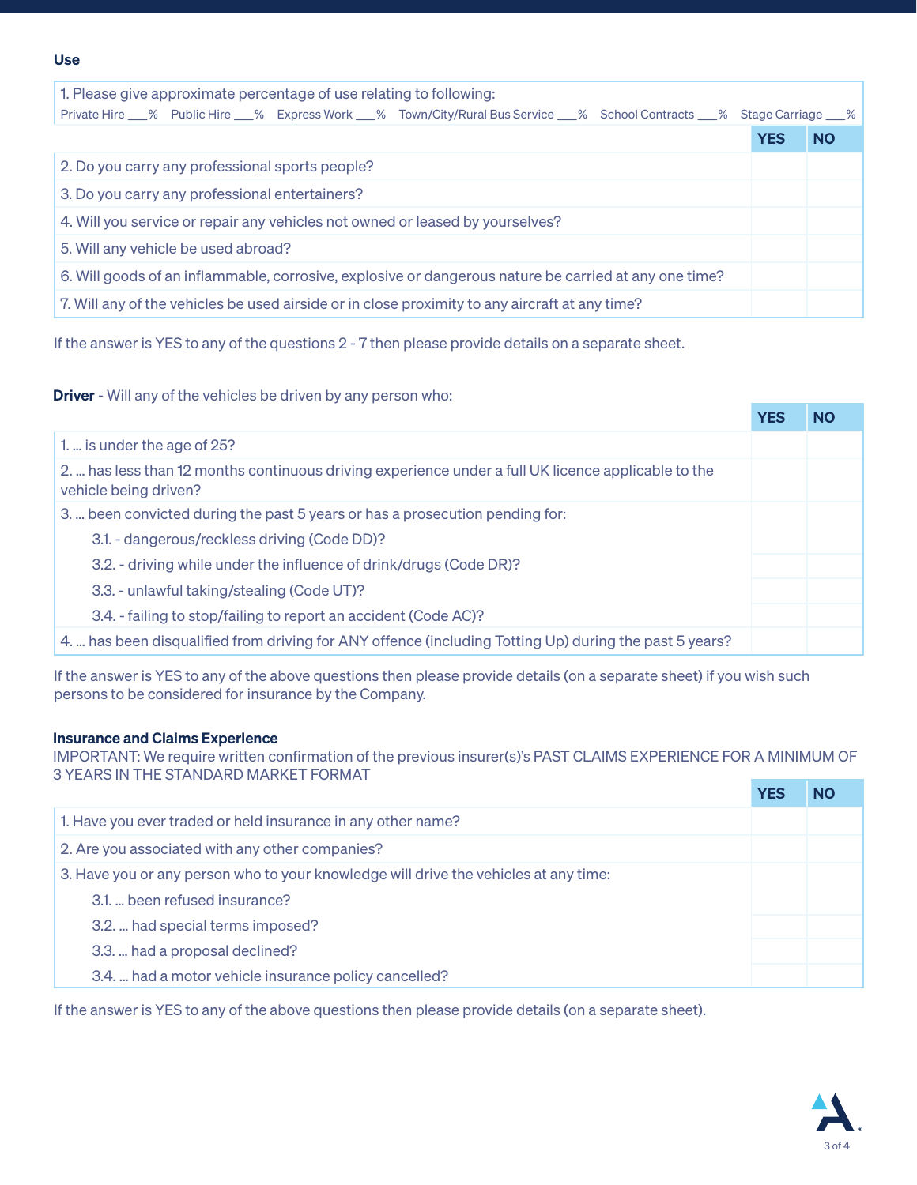### Use

| 1. Please give approximate percentage of use relating to following: Private Hire ___% Public Hire ___% Express Work ___% Town/City/Rural Bus Service ___% School Contracts ___% Stage Carriage ___% | | |
|---|---|---|
| | **YES** | **NO** |
| 2. Do you carry any professional sports people? | | |
| 3. Do you carry any professional entertainers? | | |
| 4. Will you service or repair any vehicles not owned or leased by yourselves? | | |
| 5. Will any vehicle be used abroad? | | |
| 6. Will goods of an inflammable, corrosive, explosive or dangerous nature be carried at any one time? | | |
| 7. Will any of the vehicles be used airside or in close proximity to any aircraft at any time? | | |

If the answer is YES to any of the questions 2 - 7 then please provide details on a separate sheet.

**Driver** - Will any of the vehicles be driven by any person who:

| | **YES** | **NO** |
|---|---|---|
| 1. ... is under the age of 25? | | |
| 2. ... has less than 12 months continuous driving experience under a full UK licence applicable to the vehicle being driven? | | |
| 3. ... been convicted during the past 5 years or has a prosecution pending for: | | |
| 3.1. - dangerous/reckless driving (Code DD)? | | |
| 3.2. - driving while under the influence of drink/drugs (Code DR)? | | |
| 3.3. - unlawful taking/stealing (Code UT)? | | |
| 3.4. - failing to stop/failing to report an accident (Code AC)? | | |
| 4. ... has been disqualified from driving for ANY offence (including Totting Up) during the past 5 years? | | |

If the answer is YES to any of the above questions then please provide details (on a separate sheet) if you wish such persons to be considered for insurance by the Company.

**Insurance and Claims Experience**

IMPORTANT: We require written confirmation of the previous insurer(s)'s PAST CLAIMS EXPERIENCE FOR A MINIMUM OF 3 YEARS IN THE STANDARD MARKET FORMAT

| | **YES** | **NO** |
|---|---|---|
| 1. Have you ever traded or held insurance in any other name? | | |
| 2. Are you associated with any other companies? | | |
| 3. Have you or any person who to your knowledge will drive the vehicles at any time: | | |
| 3.1. ... been refused insurance? | | |
| 3.2. ... had special terms imposed? | | |
| 3.3. ... had a proposal declined? | | |
| 3.4. ... had a motor vehicle insurance policy cancelled? | | |

If the answer is YES to any of the above questions then please provide details (on a separate sheet).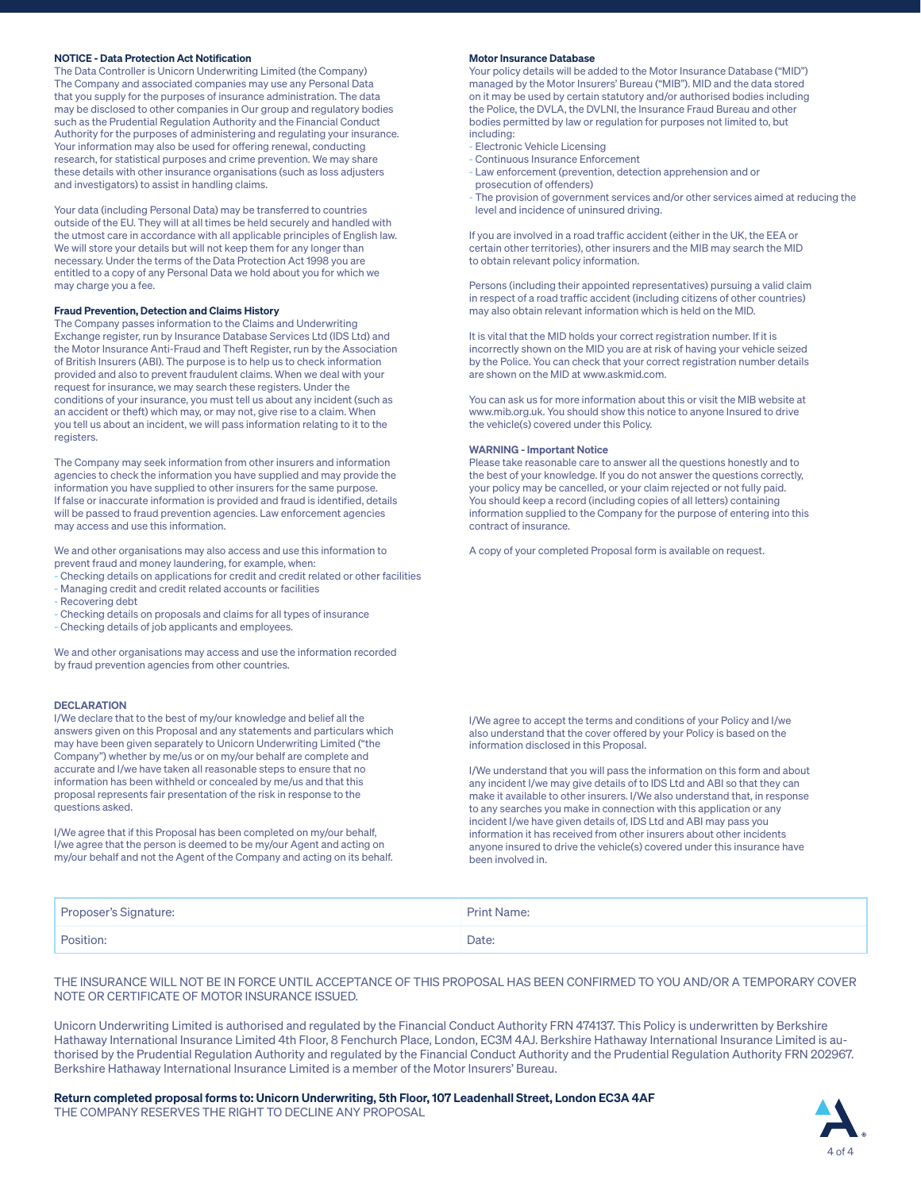**NOTICE - Data Protection Act Notification**

The Data Controller is Unicorn Underwriting Limited (the Company) The Company and associated companies may use any Personal Data that you supply for the purposes of insurance administration. The data may be disclosed to other companies in Our group and regulatory bodies such as the Prudential Regulation Authority and the Financial Conduct Authority for the purposes of administering and regulating your insurance. Your information may also be used for offering renewal, conducting research, for statistical purposes and crime prevention. We may share these details with other insurance organisations (such as loss adjusters and investigators) to assist in handling claims.

Your data (including Personal Data) may be transferred to countries outside of the EU. They will at all times be held securely and handled with the utmost care in accordance with all applicable principles of English law. We will store your details but will not keep them for any longer than necessary. Under the terms of the Data Protection Act 1998 you are entitled to a copy of any Personal Data we hold about you for which we may charge you a fee.

**Fraud Prevention, Detection and Claims History**

The Company passes information to the Claims and Underwriting Exchange register, run by Insurance Database Services Ltd (IDS Ltd) and the Motor Insurance Anti-Fraud and Theft Register, run by the Association of British Insurers (ABI). The purpose is to help us to check information provided and also to prevent fraudulent claims. When we deal with your request for insurance, we may search these registers. Under the conditions of your insurance, you must tell us about any incident (such as an accident or theft) which may, or may not, give rise to a claim. When you tell us about an incident, we will pass information relating to it to the registers.

The Company may seek information from other insurers and information agencies to check the information you have supplied and may provide the information you have supplied to other insurers for the same purpose. If false or inaccurate information is provided and fraud is identified, details will be passed to fraud prevention agencies. Law enforcement agencies may access and use this information.

We and other organisations may also access and use this information to prevent fraud and money laundering, for example, when:

- Checking details on applications for credit and credit related or other facilities
- Managing credit and credit related accounts or facilities
- Recovering debt
- Checking details on proposals and claims for all types of insurance
- Checking details of job applicants and employees.

We and other organisations may access and use the information recorded by fraud prevention agencies from other countries.

**Motor Insurance Database**

Your policy details will be added to the Motor Insurance Database ("MID") managed by the Motor Insurers' Bureau ("MIB"). MID and the data stored on it may be used by certain statutory and/or authorised bodies including the Police, the DVLA, the DVLNI, the Insurance Fraud Bureau and other bodies permitted by law or regulation for purposes not limited to, but including:

- Electronic Vehicle Licensing
- Continuous Insurance Enforcement
- Law enforcement (prevention, detection apprehension and or prosecution of offenders)
- The provision of government services and/or other services aimed at reducing the level and incidence of uninsured driving.

If you are involved in a road traffic accident (either in the UK, the EEA or certain other territories), other insurers and the MIB may search the MID to obtain relevant policy information.

Persons (including their appointed representatives) pursuing a valid claim in respect of a road traffic accident (including citizens of other countries) may also obtain relevant information which is held on the MID.

It is vital that the MID holds your correct registration number. If it is incorrectly shown on the MID you are at risk of having your vehicle seized by the Police. You can check that your correct registration number details are shown on the MID at www.askmid.com.

You can ask us for more information about this or visit the MIB website at www.mib.org.uk. You should show this notice to anyone Insured to drive the vehicle(s) covered under this Policy.

**WARNING - Important Notice**

Please take reasonable care to answer all the questions honestly and to the best of your knowledge. If you do not answer the questions correctly, your policy may be cancelled, or your claim rejected or not fully paid. You should keep a record (including copies of all letters) containing information supplied to the Company for the purpose of entering into this contract of insurance.

A copy of your completed Proposal form is available on request.

**DECLARATION**

I/We declare that to the best of my/our knowledge and belief all the answers given on this Proposal and any statements and particulars which may have been given separately to Unicorn Underwriting Limited ("the Company") whether by me/us or on my/our behalf are complete and accurate and I/we have taken all reasonable steps to ensure that no information has been withheld or concealed by me/us and that this proposal represents fair presentation of the risk in response to the questions asked.

I/We agree that if this Proposal has been completed on my/our behalf, I/we agree that the person is deemed to be my/our Agent and acting on my/our behalf and not the Agent of the Company and acting on its behalf.

I/We agree to accept the terms and conditions of your Policy and I/we also understand that the cover offered by your Policy is based on the information disclosed in this Proposal.

I/We understand that you will pass the information on this form and about any incident I/we may give details of to IDS Ltd and ABI so that they can make it available to other insurers. I/We also understand that, in response to any searches you make in connection with this application or any incident I/we have given details of, IDS Ltd and ABI may pass you information it has received from other insurers about other incidents anyone insured to drive the vehicle(s) covered under this insurance have been involved in.

| | |
|---|---|
| Proposer's Signature: | Print Name: |
| Position: | Date: |

THE INSURANCE WILL NOT BE IN FORCE UNTIL ACCEPTANCE OF THIS PROPOSAL HAS BEEN CONFIRMED TO YOU AND/OR A TEMPORARY COVER NOTE OR CERTIFICATE OF MOTOR INSURANCE ISSUED.

Unicorn Underwriting Limited is authorised and regulated by the Financial Conduct Authority FRN 474137. This Policy is underwritten by Berkshire Hathaway International Insurance Limited 4th Floor, 8 Fenchurch Place, London, EC3M 4AJ. Berkshire Hathaway International Insurance Limited is authorised by the Prudential Regulation Authority and regulated by the Financial Conduct Authority and the Prudential Regulation Authority FRN 202967. Berkshire Hathaway International Insurance Limited is a member of the Motor Insurers' Bureau.

**Return completed proposal forms to: Unicorn Underwriting, 5th Floor, 107 Leadenhall Street, London EC3A 4AF**

THE COMPANY RESERVES THE RIGHT TO DECLINE ANY PROPOSAL